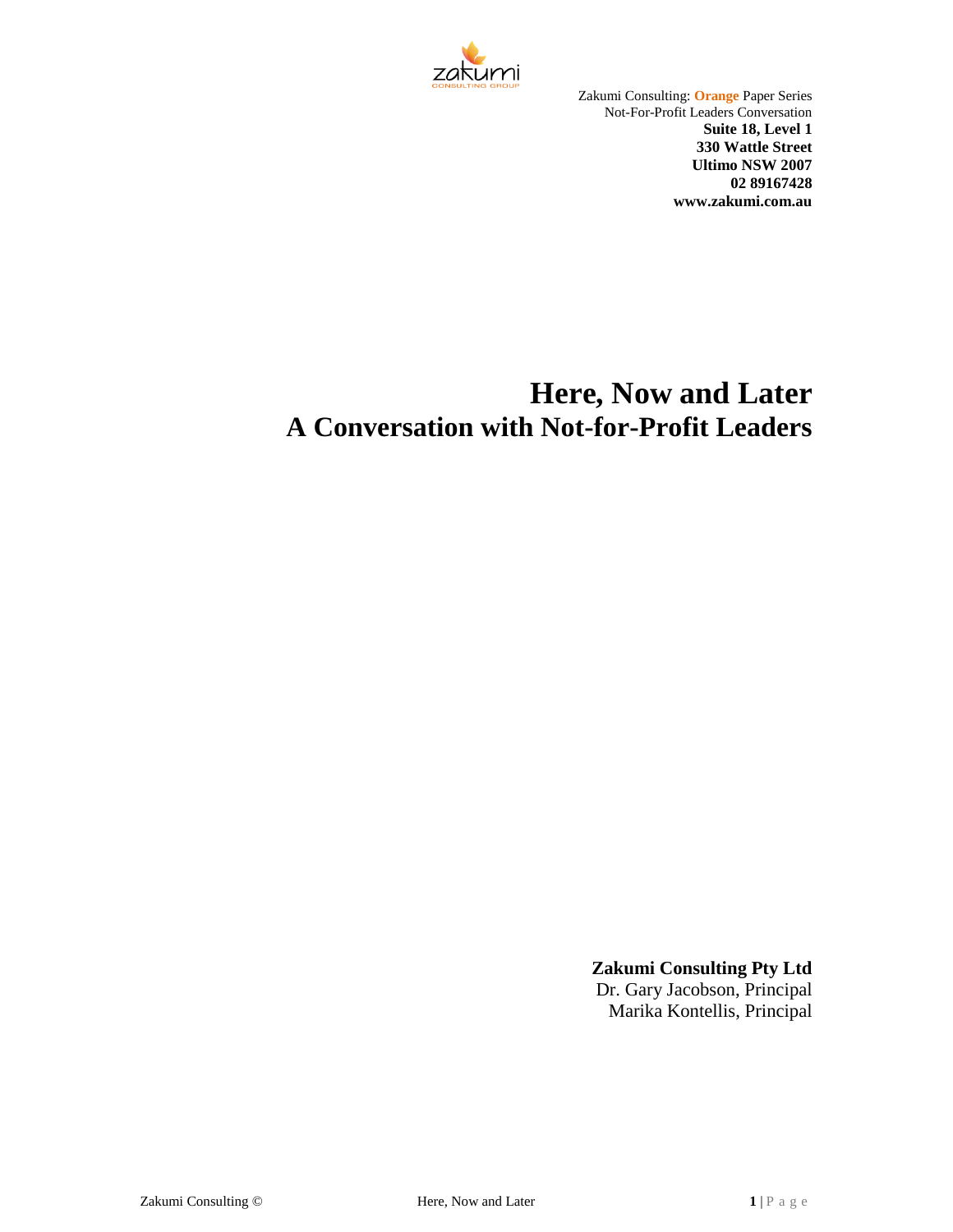Zakumi Consulting: **Orange** Paper Series
Not-For-Profit Leaders Conversation
**Suite 18, Level 1**
**330 Wattle Street**
**Ultimo NSW 2007**
**02 89167428**
**www.zakumi.com.au**

# Here, Now and Later
# A Conversation with Not-for-Profit Leaders

**Zakumi Consulting Pty Ltd**
Dr. Gary Jacobson, Principal
Marika Kontellis, Principal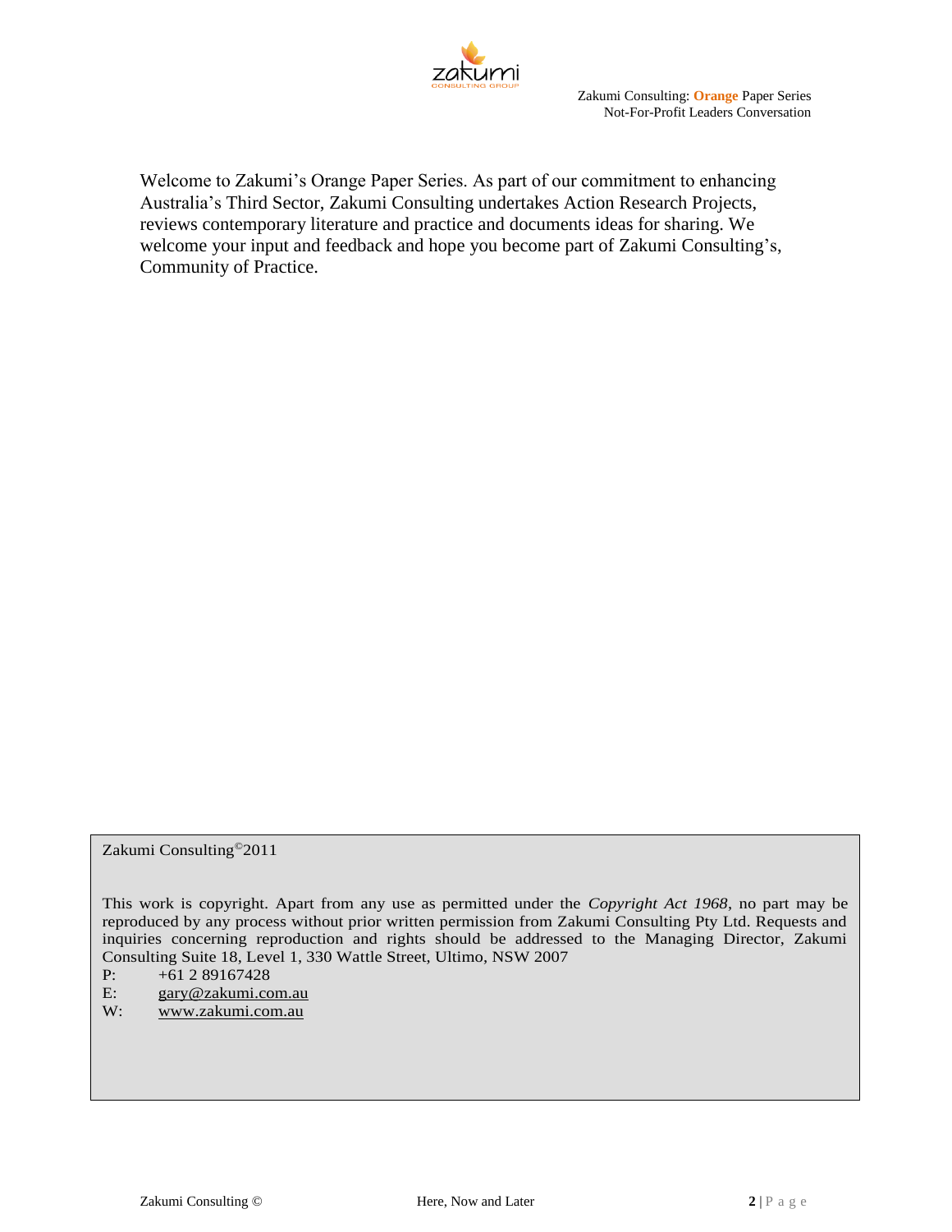Welcome to Zakumi's Orange Paper Series. As part of our commitment to enhancing Australia's Third Sector, Zakumi Consulting undertakes Action Research Projects, reviews contemporary literature and practice and documents ideas for sharing. We welcome your input and feedback and hope you become part of Zakumi Consulting's, Community of Practice.

Zakumi Consulting©2011

This work is copyright. Apart from any use as permitted under the *Copyright Act 1968*, no part may be reproduced by any process without prior written permission from Zakumi Consulting Pty Ltd. Requests and inquiries concerning reproduction and rights should be addressed to the Managing Director, Zakumi Consulting Suite 18, Level 1, 330 Wattle Street, Ultimo, NSW 2007

P: +61 2 89167428
E: gary@zakumi.com.au
W: www.zakumi.com.au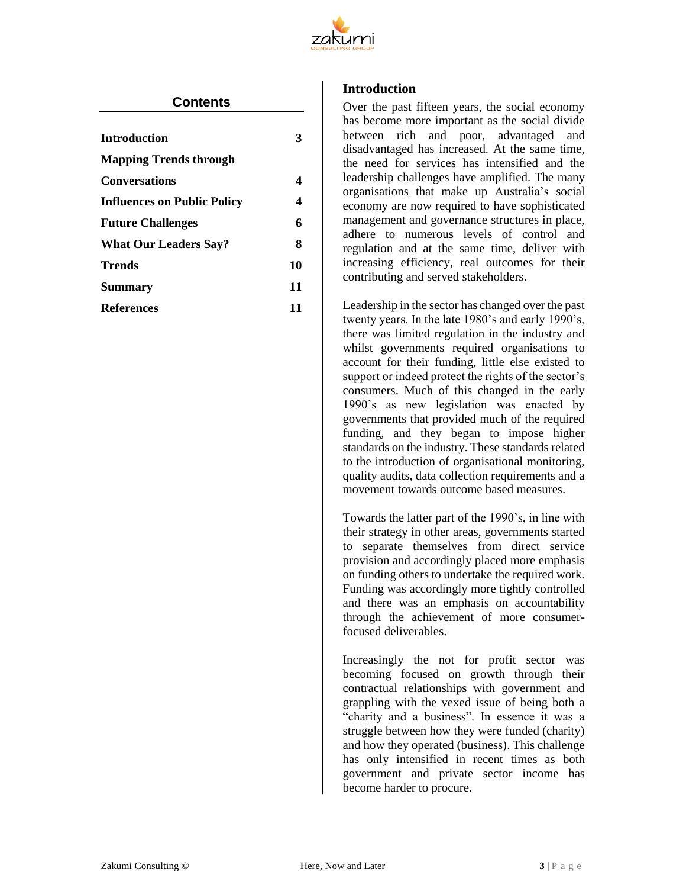## Contents

| | |
|---|---|
| **Introduction** | **3** |
| **Mapping Trends through Conversations** | **4** |
| **Influences on Public Policy** | **4** |
| **Future Challenges** | **6** |
| **What Our Leaders Say?** | **8** |
| **Trends** | **10** |
| **Summary** | **11** |
| **References** | **11** |

## Introduction

Over the past fifteen years, the social economy has become more important as the social divide between rich and poor, advantaged and disadvantaged has increased. At the same time, the need for services has intensified and the leadership challenges have amplified. The many organisations that make up Australia's social economy are now required to have sophisticated management and governance structures in place, adhere to numerous levels of control and regulation and at the same time, deliver with increasing efficiency, real outcomes for their contributing and served stakeholders.

Leadership in the sector has changed over the past twenty years. In the late 1980's and early 1990's, there was limited regulation in the industry and whilst governments required organisations to account for their funding, little else existed to support or indeed protect the rights of the sector's consumers. Much of this changed in the early 1990's as new legislation was enacted by governments that provided much of the required funding, and they began to impose higher standards on the industry. These standards related to the introduction of organisational monitoring, quality audits, data collection requirements and a movement towards outcome based measures.

Towards the latter part of the 1990's, in line with their strategy in other areas, governments started to separate themselves from direct service provision and accordingly placed more emphasis on funding others to undertake the required work. Funding was accordingly more tightly controlled and there was an emphasis on accountability through the achievement of more consumer-focused deliverables.

Increasingly the not for profit sector was becoming focused on growth through their contractual relationships with government and grappling with the vexed issue of being both a "charity and a business". In essence it was a struggle between how they were funded (charity) and how they operated (business). This challenge has only intensified in recent times as both government and private sector income has become harder to procure.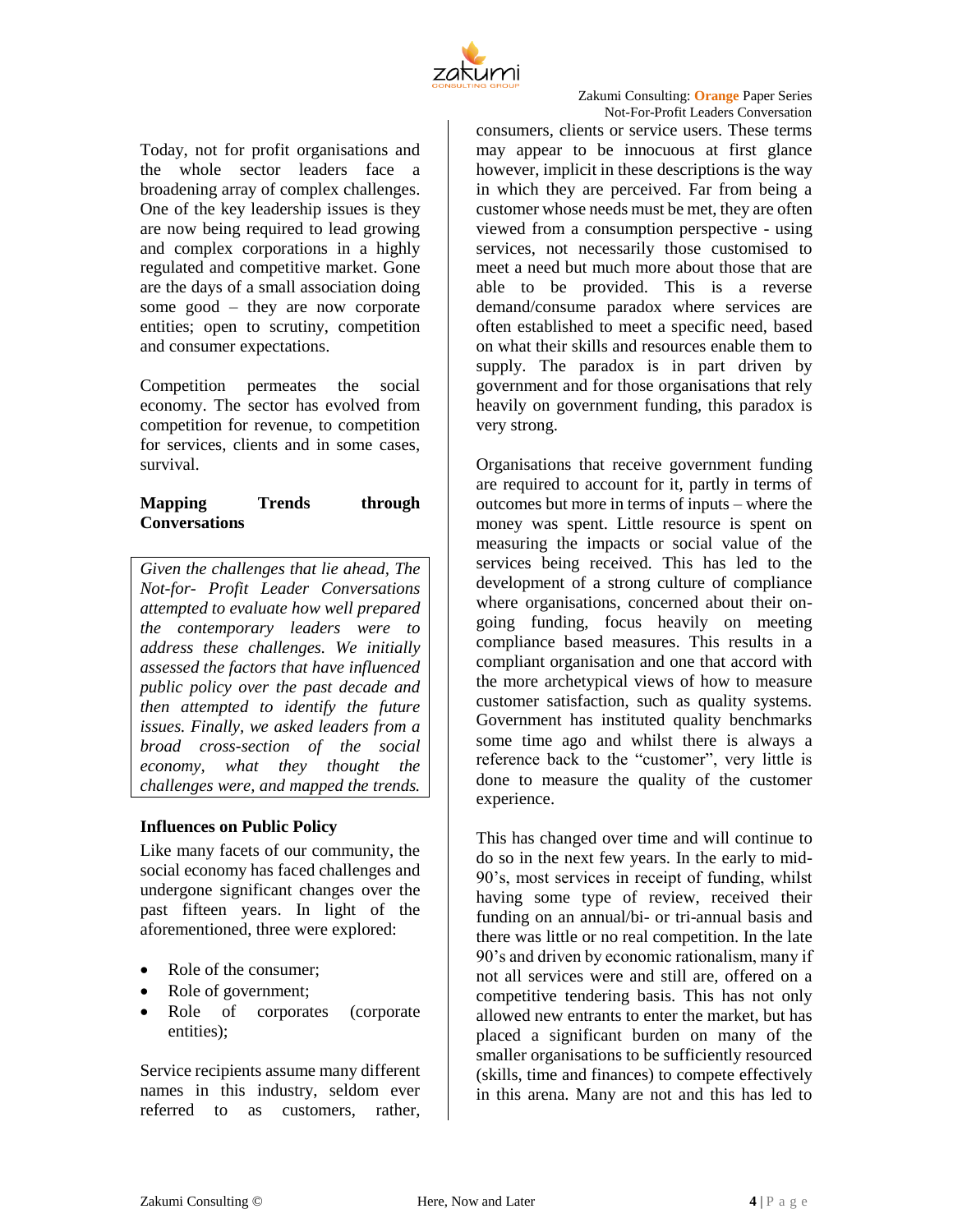Today, not for profit organisations and the whole sector leaders face a broadening array of complex challenges. One of the key leadership issues is they are now being required to lead growing and complex corporations in a highly regulated and competitive market. Gone are the days of a small association doing some good – they are now corporate entities; open to scrutiny, competition and consumer expectations.

Competition permeates the social economy. The sector has evolved from competition for revenue, to competition for services, clients and in some cases, survival.

**Mapping Trends through Conversations**

*Given the challenges that lie ahead, The Not-for- Profit Leader Conversations attempted to evaluate how well prepared the contemporary leaders were to address these challenges. We initially assessed the factors that have influenced public policy over the past decade and then attempted to identify the future issues. Finally, we asked leaders from a broad cross-section of the social economy, what they thought the challenges were, and mapped the trends.*

**Influences on Public Policy**

Like many facets of our community, the social economy has faced challenges and undergone significant changes over the past fifteen years. In light of the aforementioned, three were explored:

- Role of the consumer;
- Role of government;
- Role of corporates (corporate entities);

Service recipients assume many different names in this industry, seldom ever referred to as customers, rather, consumers, clients or service users. These terms may appear to be innocuous at first glance however, implicit in these descriptions is the way in which they are perceived. Far from being a customer whose needs must be met, they are often viewed from a consumption perspective - using services, not necessarily those customised to meet a need but much more about those that are able to be provided. This is a reverse demand/consume paradox where services are often established to meet a specific need, based on what their skills and resources enable them to supply. The paradox is in part driven by government and for those organisations that rely heavily on government funding, this paradox is very strong.

Organisations that receive government funding are required to account for it, partly in terms of outcomes but more in terms of inputs – where the money was spent. Little resource is spent on measuring the impacts or social value of the services being received. This has led to the development of a strong culture of compliance where organisations, concerned about their on-going funding, focus heavily on meeting compliance based measures. This results in a compliant organisation and one that accord with the more archetypical views of how to measure customer satisfaction, such as quality systems. Government has instituted quality benchmarks some time ago and whilst there is always a reference back to the "customer", very little is done to measure the quality of the customer experience.

This has changed over time and will continue to do so in the next few years. In the early to mid-90's, most services in receipt of funding, whilst having some type of review, received their funding on an annual/bi- or tri-annual basis and there was little or no real competition. In the late 90's and driven by economic rationalism, many if not all services were and still are, offered on a competitive tendering basis. This has not only allowed new entrants to enter the market, but has placed a significant burden on many of the smaller organisations to be sufficiently resourced (skills, time and finances) to compete effectively in this arena. Many are not and this has led to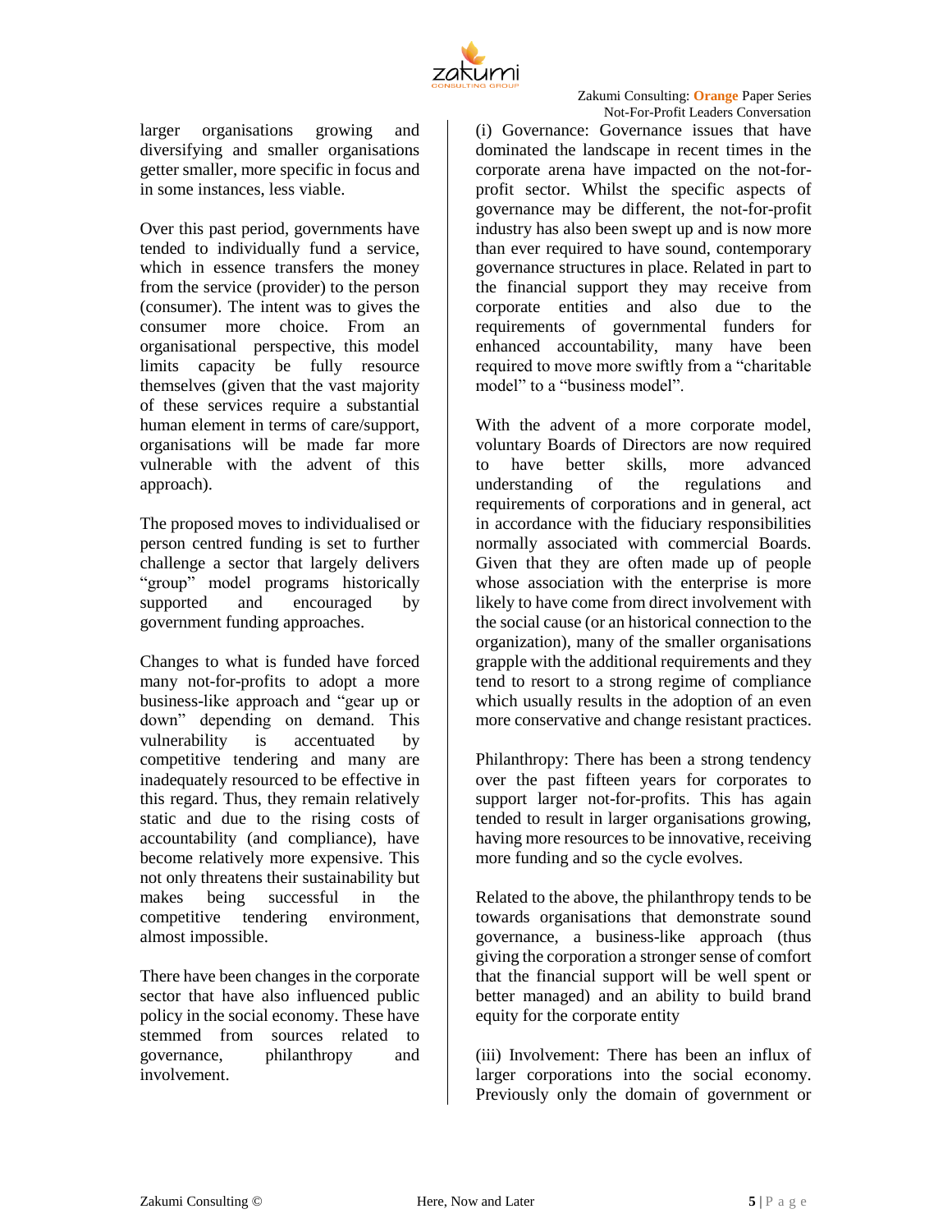larger organisations growing and diversifying and smaller organisations getter smaller, more specific in focus and in some instances, less viable.

Over this past period, governments have tended to individually fund a service, which in essence transfers the money from the service (provider) to the person (consumer). The intent was to gives the consumer more choice. From an organisational perspective, this model limits capacity be fully resource themselves (given that the vast majority of these services require a substantial human element in terms of care/support, organisations will be made far more vulnerable with the advent of this approach).

The proposed moves to individualised or person centred funding is set to further challenge a sector that largely delivers "group" model programs historically supported and encouraged by government funding approaches.

Changes to what is funded have forced many not-for-profits to adopt a more business-like approach and "gear up or down" depending on demand. This vulnerability is accentuated by competitive tendering and many are inadequately resourced to be effective in this regard. Thus, they remain relatively static and due to the rising costs of accountability (and compliance), have become relatively more expensive. This not only threatens their sustainability but makes being successful in the competitive tendering environment, almost impossible.

There have been changes in the corporate sector that have also influenced public policy in the social economy. These have stemmed from sources related to governance, philanthropy and involvement.

(i) Governance: Governance issues that have dominated the landscape in recent times in the corporate arena have impacted on the not-for-profit sector. Whilst the specific aspects of governance may be different, the not-for-profit industry has also been swept up and is now more than ever required to have sound, contemporary governance structures in place. Related in part to the financial support they may receive from corporate entities and also due to the requirements of governmental funders for enhanced accountability, many have been required to move more swiftly from a "charitable model" to a "business model".

With the advent of a more corporate model, voluntary Boards of Directors are now required to have better skills, more advanced understanding of the regulations and requirements of corporations and in general, act in accordance with the fiduciary responsibilities normally associated with commercial Boards. Given that they are often made up of people whose association with the enterprise is more likely to have come from direct involvement with the social cause (or an historical connection to the organization), many of the smaller organisations grapple with the additional requirements and they tend to resort to a strong regime of compliance which usually results in the adoption of an even more conservative and change resistant practices.

Philanthropy: There has been a strong tendency over the past fifteen years for corporates to support larger not-for-profits. This has again tended to result in larger organisations growing, having more resources to be innovative, receiving more funding and so the cycle evolves.

Related to the above, the philanthropy tends to be towards organisations that demonstrate sound governance, a business-like approach (thus giving the corporation a stronger sense of comfort that the financial support will be well spent or better managed) and an ability to build brand equity for the corporate entity

(iii) Involvement: There has been an influx of larger corporations into the social economy. Previously only the domain of government or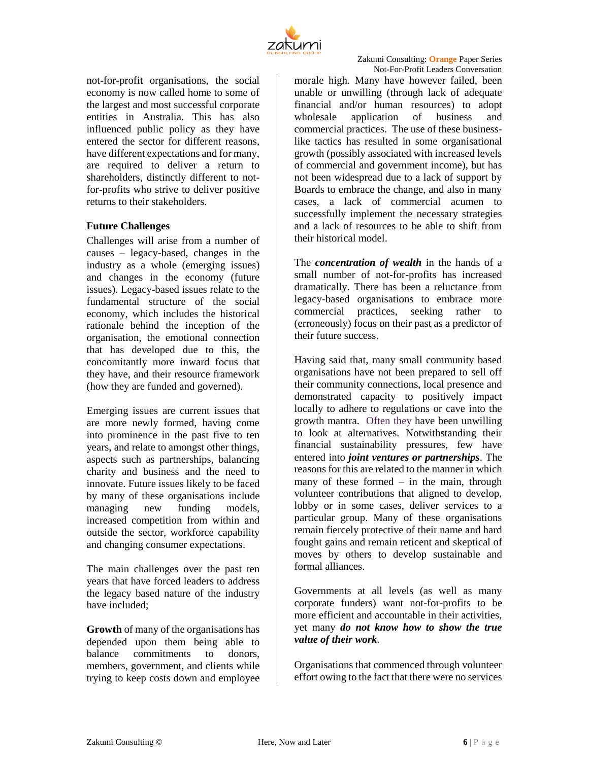not-for-profit organisations, the social economy is now called home to some of the largest and most successful corporate entities in Australia. This has also influenced public policy as they have entered the sector for different reasons, have different expectations and for many, are required to deliver a return to shareholders, distinctly different to not-for-profits who strive to deliver positive returns to their stakeholders.

**Future Challenges**

Challenges will arise from a number of causes – legacy-based, changes in the industry as a whole (emerging issues) and changes in the economy (future issues). Legacy-based issues relate to the fundamental structure of the social economy, which includes the historical rationale behind the inception of the organisation, the emotional connection that has developed due to this, the concomitantly more inward focus that they have, and their resource framework (how they are funded and governed).

Emerging issues are current issues that are more newly formed, having come into prominence in the past five to ten years, and relate to amongst other things, aspects such as partnerships, balancing charity and business and the need to innovate. Future issues likely to be faced by many of these organisations include managing new funding models, increased competition from within and outside the sector, workforce capability and changing consumer expectations.

The main challenges over the past ten years that have forced leaders to address the legacy based nature of the industry have included;

**Growth** of many of the organisations has depended upon them being able to balance commitments to donors, members, government, and clients while trying to keep costs down and employee morale high. Many have however failed, been unable or unwilling (through lack of adequate financial and/or human resources) to adopt wholesale application of business and commercial practices. The use of these business-like tactics has resulted in some organisational growth (possibly associated with increased levels of commercial and government income), but has not been widespread due to a lack of support by Boards to embrace the change, and also in many cases, a lack of commercial acumen to successfully implement the necessary strategies and a lack of resources to be able to shift from their historical model.

The ***concentration of wealth*** in the hands of a small number of not-for-profits has increased dramatically. There has been a reluctance from legacy-based organisations to embrace more commercial practices, seeking rather to (erroneously) focus on their past as a predictor of their future success.

Having said that, many small community based organisations have not been prepared to sell off their community connections, local presence and demonstrated capacity to positively impact locally to adhere to regulations or cave into the growth mantra. Often they have been unwilling to look at alternatives. Notwithstanding their financial sustainability pressures, few have entered into ***joint ventures or partnerships***. The reasons for this are related to the manner in which many of these formed – in the main, through volunteer contributions that aligned to develop, lobby or in some cases, deliver services to a particular group. Many of these organisations remain fiercely protective of their name and hard fought gains and remain reticent and skeptical of moves by others to develop sustainable and formal alliances.

Governments at all levels (as well as many corporate funders) want not-for-profits to be more efficient and accountable in their activities, yet many ***do not know how to show the true value of their work***.

Organisations that commenced through volunteer effort owing to the fact that there were no services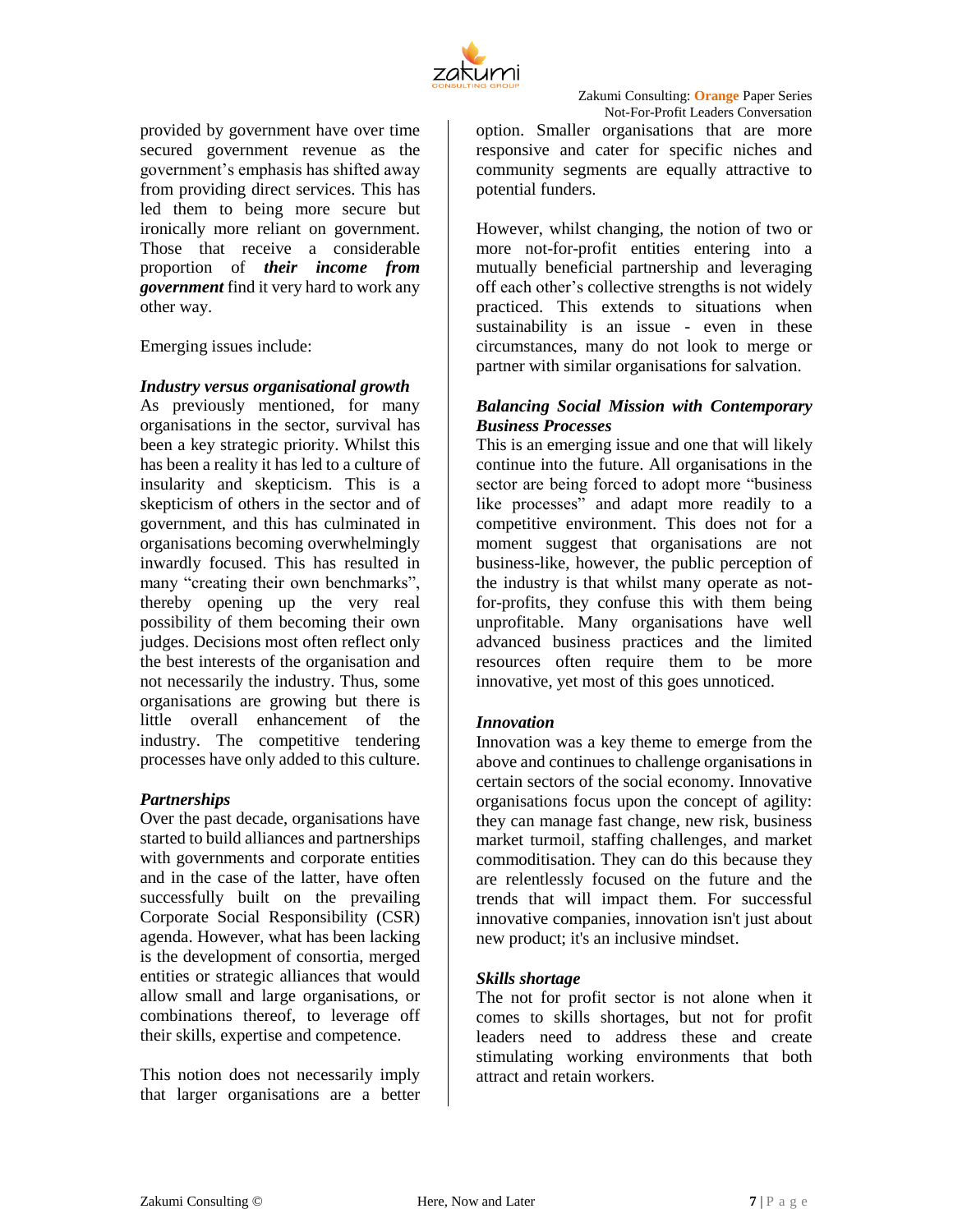provided by government have over time secured government revenue as the government's emphasis has shifted away from providing direct services. This has led them to being more secure but ironically more reliant on government. Those that receive a considerable proportion of ***their income from government*** find it very hard to work any other way.

Emerging issues include:

***Industry versus organisational growth***

As previously mentioned, for many organisations in the sector, survival has been a key strategic priority. Whilst this has been a reality it has led to a culture of insularity and skepticism. This is a skepticism of others in the sector and of government, and this has culminated in organisations becoming overwhelmingly inwardly focused. This has resulted in many "creating their own benchmarks", thereby opening up the very real possibility of them becoming their own judges. Decisions most often reflect only the best interests of the organisation and not necessarily the industry. Thus, some organisations are growing but there is little overall enhancement of the industry. The competitive tendering processes have only added to this culture.

***Partnerships***

Over the past decade, organisations have started to build alliances and partnerships with governments and corporate entities and in the case of the latter, have often successfully built on the prevailing Corporate Social Responsibility (CSR) agenda. However, what has been lacking is the development of consortia, merged entities or strategic alliances that would allow small and large organisations, or combinations thereof, to leverage off their skills, expertise and competence.

This notion does not necessarily imply that larger organisations are a better option. Smaller organisations that are more responsive and cater for specific niches and community segments are equally attractive to potential funders.

However, whilst changing, the notion of two or more not-for-profit entities entering into a mutually beneficial partnership and leveraging off each other's collective strengths is not widely practiced. This extends to situations when sustainability is an issue - even in these circumstances, many do not look to merge or partner with similar organisations for salvation.

***Balancing Social Mission with Contemporary Business Processes***

This is an emerging issue and one that will likely continue into the future. All organisations in the sector are being forced to adopt more "business like processes" and adapt more readily to a competitive environment. This does not for a moment suggest that organisations are not business-like, however, the public perception of the industry is that whilst many operate as not-for-profits, they confuse this with them being unprofitable. Many organisations have well advanced business practices and the limited resources often require them to be more innovative, yet most of this goes unnoticed.

***Innovation***

Innovation was a key theme to emerge from the above and continues to challenge organisations in certain sectors of the social economy. Innovative organisations focus upon the concept of agility: they can manage fast change, new risk, business market turmoil, staffing challenges, and market commoditisation. They can do this because they are relentlessly focused on the future and the trends that will impact them. For successful innovative companies, innovation isn't just about new product; it's an inclusive mindset.

***Skills shortage***

The not for profit sector is not alone when it comes to skills shortages, but not for profit leaders need to address these and create stimulating working environments that both attract and retain workers.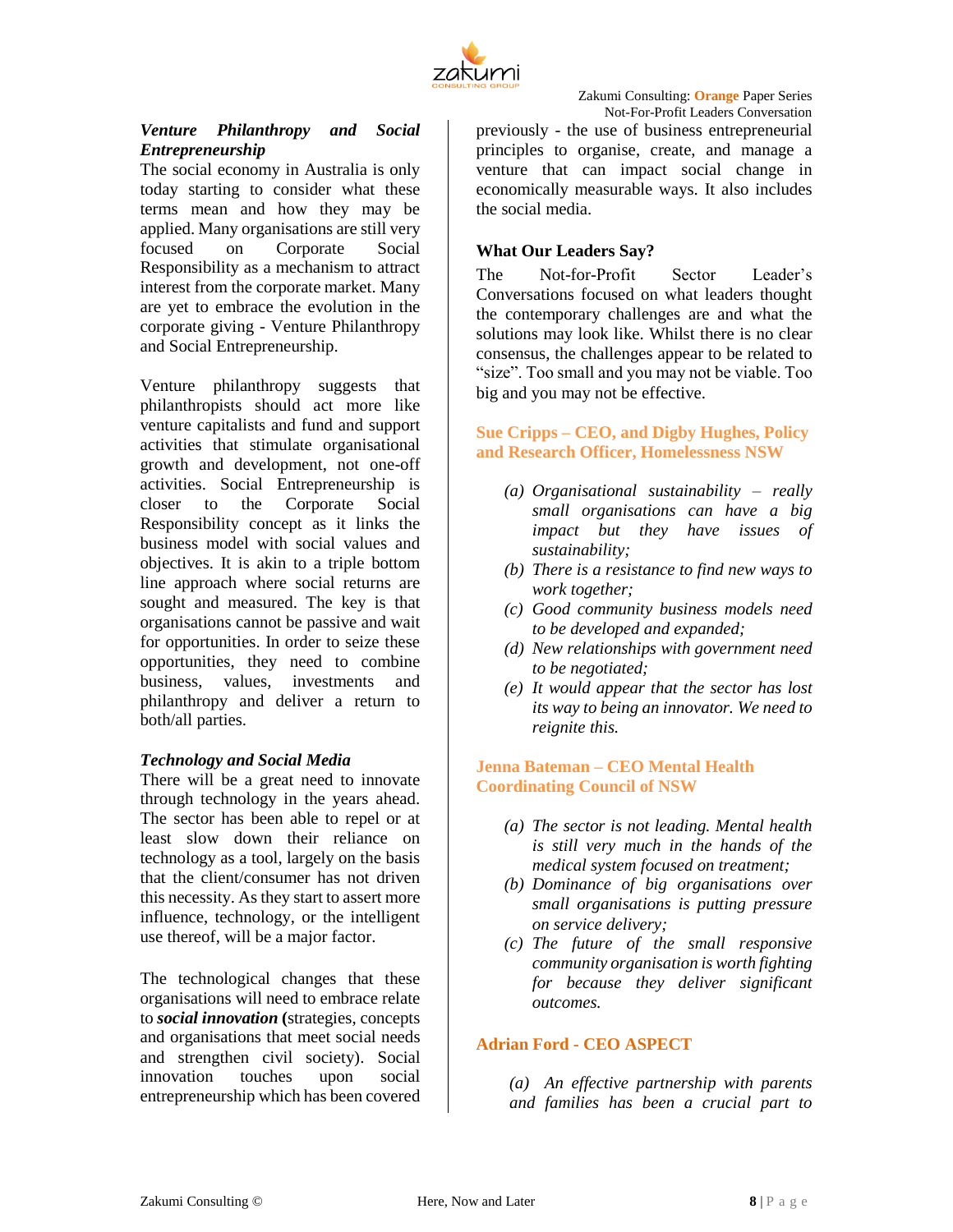### *Venture Philanthropy and Social Entrepreneurship*

The social economy in Australia is only today starting to consider what these terms mean and how they may be applied. Many organisations are still very focused on Corporate Social Responsibility as a mechanism to attract interest from the corporate market. Many are yet to embrace the evolution in the corporate giving - Venture Philanthropy and Social Entrepreneurship.

Venture philanthropy suggests that philanthropists should act more like venture capitalists and fund and support activities that stimulate organisational growth and development, not one-off activities. Social Entrepreneurship is closer to the Corporate Social Responsibility concept as it links the business model with social values and objectives. It is akin to a triple bottom line approach where social returns are sought and measured. The key is that organisations cannot be passive and wait for opportunities. In order to seize these opportunities, they need to combine business, values, investments and philanthropy and deliver a return to both/all parties.

### *Technology and Social Media*

There will be a great need to innovate through technology in the years ahead. The sector has been able to repel or at least slow down their reliance on technology as a tool, largely on the basis that the client/consumer has not driven this necessity. As they start to assert more influence, technology, or the intelligent use thereof, will be a major factor.

The technological changes that these organisations will need to embrace relate to ***social innovation*** **(**strategies, concepts and organisations that meet social needs and strengthen civil society). Social innovation touches upon social entrepreneurship which has been covered previously - the use of business entrepreneurial principles to organise, create, and manage a venture that can impact social change in economically measurable ways. It also includes the social media.

### What Our Leaders Say?

The Not-for-Profit Sector Leader's Conversations focused on what leaders thought the contemporary challenges are and what the solutions may look like. Whilst there is no clear consensus, the challenges appear to be related to "size". Too small and you may not be viable. Too big and you may not be effective.

#### Sue Cripps – CEO, and Digby Hughes, Policy and Research Officer, Homelessness NSW

- *(a) Organisational sustainability – really small organisations can have a big impact but they have issues of sustainability;*
- *(b) There is a resistance to find new ways to work together;*
- *(c) Good community business models need to be developed and expanded;*
- *(d) New relationships with government need to be negotiated;*
- *(e) It would appear that the sector has lost its way to being an innovator. We need to reignite this.*

#### Jenna Bateman – CEO Mental Health Coordinating Council of NSW

- *(a) The sector is not leading. Mental health is still very much in the hands of the medical system focused on treatment;*
- *(b) Dominance of big organisations over small organisations is putting pressure on service delivery;*
- *(c) The future of the small responsive community organisation is worth fighting for because they deliver significant outcomes.*

#### Adrian Ford - CEO ASPECT

*(a) An effective partnership with parents and families has been a crucial part to*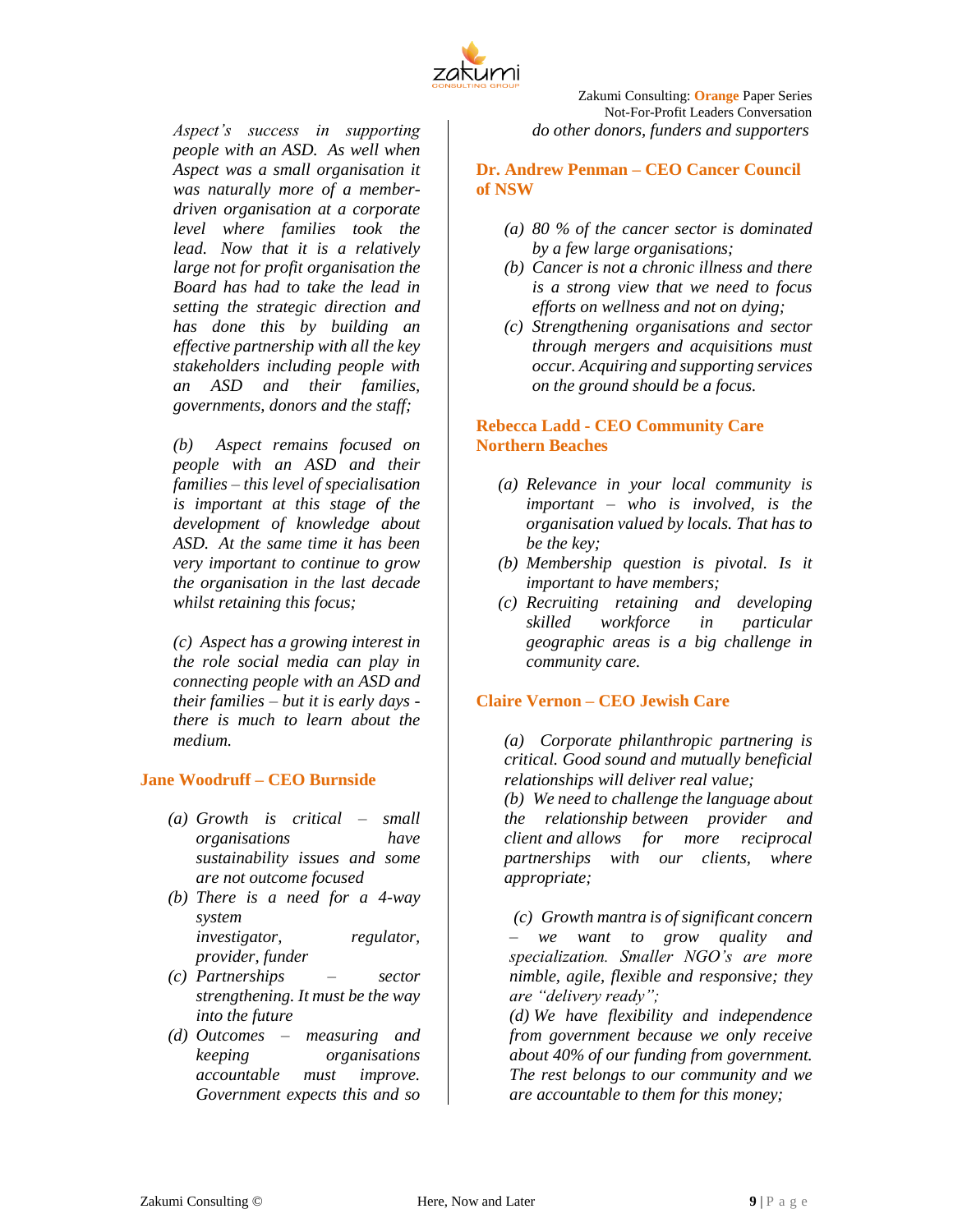*Aspect's success in supporting people with an ASD. As well when Aspect was a small organisation it was naturally more of a member-driven organisation at a corporate level where families took the lead. Now that it is a relatively large not for profit organisation the Board has had to take the lead in setting the strategic direction and has done this by building an effective partnership with all the key stakeholders including people with an ASD and their families, governments, donors and the staff;*

*(b) Aspect remains focused on people with an ASD and their families – this level of specialisation is important at this stage of the development of knowledge about ASD. At the same time it has been very important to continue to grow the organisation in the last decade whilst retaining this focus;*

*(c) Aspect has a growing interest in the role social media can play in connecting people with an ASD and their families – but it is early days - there is much to learn about the medium.*

## Jane Woodruff – CEO Burnside

- *(a) Growth is critical – small organisations have sustainability issues and some are not outcome focused*
- *(b) There is a need for a 4-way system investigator, regulator, provider, funder*
- *(c) Partnerships – sector strengthening. It must be the way into the future*
- *(d) Outcomes – measuring and keeping organisations accountable must improve. Government expects this and so do other donors, funders and supporters*

## Dr. Andrew Penman – CEO Cancer Council of NSW

- *(a) 80 % of the cancer sector is dominated by a few large organisations;*
- *(b) Cancer is not a chronic illness and there is a strong view that we need to focus efforts on wellness and not on dying;*
- *(c) Strengthening organisations and sector through mergers and acquisitions must occur. Acquiring and supporting services on the ground should be a focus.*

## Rebecca Ladd - CEO Community Care Northern Beaches

- *(a) Relevance in your local community is important – who is involved, is the organisation valued by locals. That has to be the key;*
- *(b) Membership question is pivotal. Is it important to have members;*
- *(c) Recruiting retaining and developing skilled workforce in particular geographic areas is a big challenge in community care.*

## Claire Vernon – CEO Jewish Care

*(a) Corporate philanthropic partnering is critical. Good sound and mutually beneficial relationships will deliver real value;*
*(b) We need to challenge the language about the relationship between provider and client and allows for more reciprocal partnerships with our clients, where appropriate;*

*(c) Growth mantra is of significant concern – we want to grow quality and specialization. Smaller NGO's are more nimble, agile, flexible and responsive; they are "delivery ready";*
*(d) We have flexibility and independence from government because we only receive about 40% of our funding from government. The rest belongs to our community and we are accountable to them for this money;*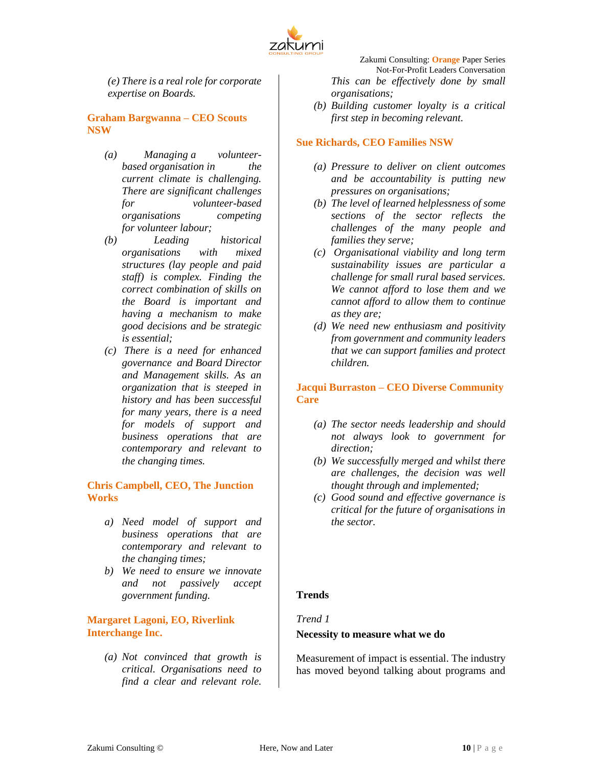*(e) There is a real role for corporate expertise on Boards.*

### Graham Bargwanna – CEO Scouts NSW

- *(a) Managing a volunteer-based organisation in the current climate is challenging. There are significant challenges for volunteer-based organisations competing for volunteer labour;*
- *(b) Leading historical organisations with mixed structures (lay people and paid staff) is complex. Finding the correct combination of skills on the Board is important and having a mechanism to make good decisions and be strategic is essential;*
- *(c) There is a need for enhanced governance and Board Director and Management skills. As an organization that is steeped in history and has been successful for many years, there is a need for models of support and business operations that are contemporary and relevant to the changing times.*

### Chris Campbell, CEO, The Junction Works

- *a) Need model of support and business operations that are contemporary and relevant to the changing times;*
- *b) We need to ensure we innovate and not passively accept government funding.*

### Margaret Lagoni, EO, Riverlink Interchange Inc.

- *(a) Not convinced that growth is critical. Organisations need to find a clear and relevant role. This can be effectively done by small organisations;*
- *(b) Building customer loyalty is a critical first step in becoming relevant.*

### Sue Richards, CEO Families NSW

- *(a) Pressure to deliver on client outcomes and be accountability is putting new pressures on organisations;*
- *(b) The level of learned helplessness of some sections of the sector reflects the challenges of the many people and families they serve;*
- *(c) Organisational viability and long term sustainability issues are particular a challenge for small rural based services. We cannot afford to lose them and we cannot afford to allow them to continue as they are;*
- *(d) We need new enthusiasm and positivity from government and community leaders that we can support families and protect children.*

### Jacqui Burraston – CEO Diverse Community Care

- *(a) The sector needs leadership and should not always look to government for direction;*
- *(b) We successfully merged and whilst there are challenges, the decision was well thought through and implemented;*
- *(c) Good sound and effective governance is critical for the future of organisations in the sector.*

## Trends

*Trend 1*

**Necessity to measure what we do**

Measurement of impact is essential. The industry has moved beyond talking about programs and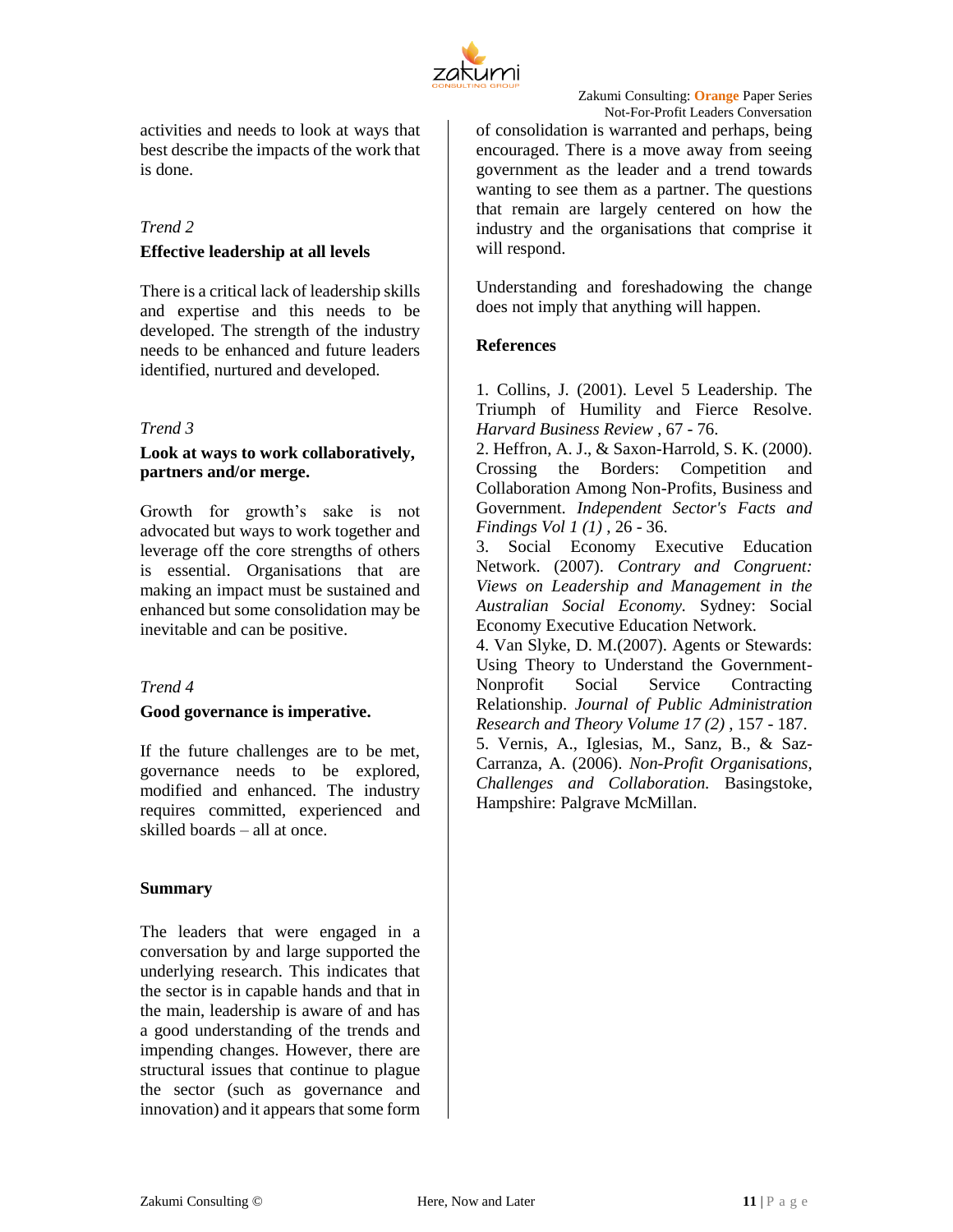activities and needs to look at ways that best describe the impacts of the work that is done.

*Trend 2*

**Effective leadership at all levels**

There is a critical lack of leadership skills and expertise and this needs to be developed. The strength of the industry needs to be enhanced and future leaders identified, nurtured and developed.

*Trend 3*

**Look at ways to work collaboratively, partners and/or merge.**

Growth for growth's sake is not advocated but ways to work together and leverage off the core strengths of others is essential. Organisations that are making an impact must be sustained and enhanced but some consolidation may be inevitable and can be positive.

*Trend 4*

**Good governance is imperative.**

If the future challenges are to be met, governance needs to be explored, modified and enhanced. The industry requires committed, experienced and skilled boards – all at once.

**Summary**

The leaders that were engaged in a conversation by and large supported the underlying research. This indicates that the sector is in capable hands and that in the main, leadership is aware of and has a good understanding of the trends and impending changes. However, there are structural issues that continue to plague the sector (such as governance and innovation) and it appears that some form of consolidation is warranted and perhaps, being encouraged. There is a move away from seeing government as the leader and a trend towards wanting to see them as a partner. The questions that remain are largely centered on how the industry and the organisations that comprise it will respond.

Understanding and foreshadowing the change does not imply that anything will happen.

**References**

1. Collins, J. (2001). Level 5 Leadership. The Triumph of Humility and Fierce Resolve. *Harvard Business Review* , 67 - 76.
2. Heffron, A. J., & Saxon-Harrold, S. K. (2000). Crossing the Borders: Competition and Collaboration Among Non-Profits, Business and Government. *Independent Sector's Facts and Findings Vol 1 (1)* , 26 - 36.
3. Social Economy Executive Education Network. (2007). *Contrary and Congruent: Views on Leadership and Management in the Australian Social Economy.* Sydney: Social Economy Executive Education Network.
4. Van Slyke, D. M.(2007). Agents or Stewards: Using Theory to Understand the Government-Nonprofit Social Service Contracting Relationship. *Journal of Public Administration Research and Theory Volume 17 (2)* , 157 - 187.
5. Vernis, A., Iglesias, M., Sanz, B., & Saz-Carranza, A. (2006). *Non-Profit Organisations, Challenges and Collaboration.* Basingstoke, Hampshire: Palgrave McMillan.